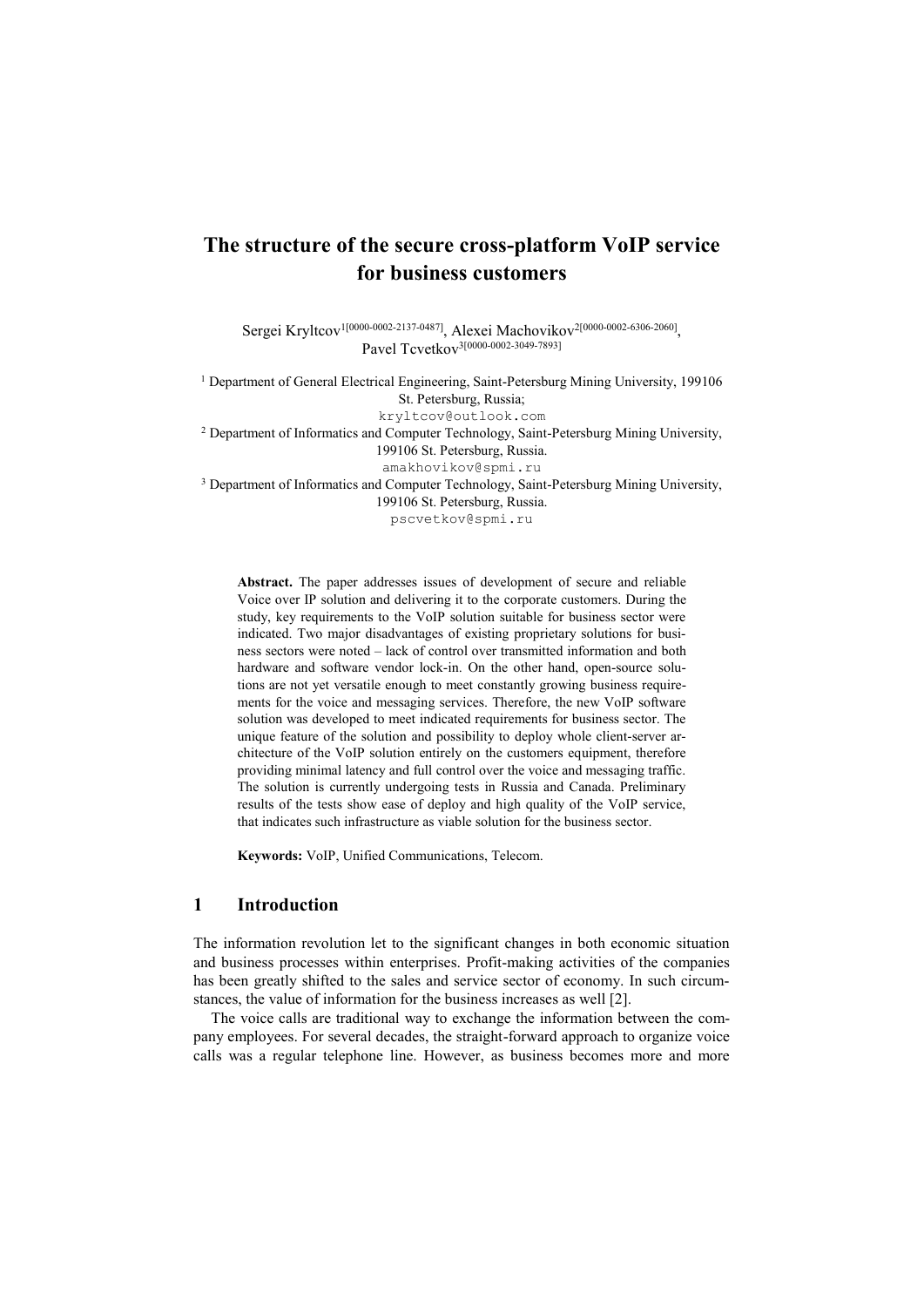# The structure of the secure cross-platform VoIP service for business customers

Sergei Kryltcov[1[0000-0002-2137-0487]], Alexei Machovikov[2[0000-0002-6306-2060]], Pavel Tcvetkov[3[0000-0002-3049-7893]]

[1] Department of General Electrical Engineering, Saint-Petersburg Mining University, 199106 St. Petersburg, Russia;
kryltcov@outlook.com

[2] Department of Informatics and Computer Technology, Saint-Petersburg Mining University, 199106 St. Petersburg, Russia.
amakhovikov@spmi.ru

[3] Department of Informatics and Computer Technology, Saint-Petersburg Mining University, 199106 St. Petersburg, Russia.
pscvetkov@spmi.ru

**Abstract.** The paper addresses issues of development of secure and reliable Voice over IP solution and delivering it to the corporate customers. During the study, key requirements to the VoIP solution suitable for business sector were indicated. Two major disadvantages of existing proprietary solutions for business sectors were noted – lack of control over transmitted information and both hardware and software vendor lock-in. On the other hand, open-source solutions are not yet versatile enough to meet constantly growing business requirements for the voice and messaging services. Therefore, the new VoIP software solution was developed to meet indicated requirements for business sector. The unique feature of the solution and possibility to deploy whole client-server architecture of the VoIP solution entirely on the customers equipment, therefore providing minimal latency and full control over the voice and messaging traffic. The solution is currently undergoing tests in Russia and Canada. Preliminary results of the tests show ease of deploy and high quality of the VoIP service, that indicates such infrastructure as viable solution for the business sector.

**Keywords:** VoIP, Unified Communications, Telecom.

## 1 Introduction

The information revolution let to the significant changes in both economic situation and business processes within enterprises. Profit-making activities of the companies has been greatly shifted to the sales and service sector of economy. In such circumstances, the value of information for the business increases as well [2].

The voice calls are traditional way to exchange the information between the company employees. For several decades, the straight-forward approach to organize voice calls was a regular telephone line. However, as business becomes more and more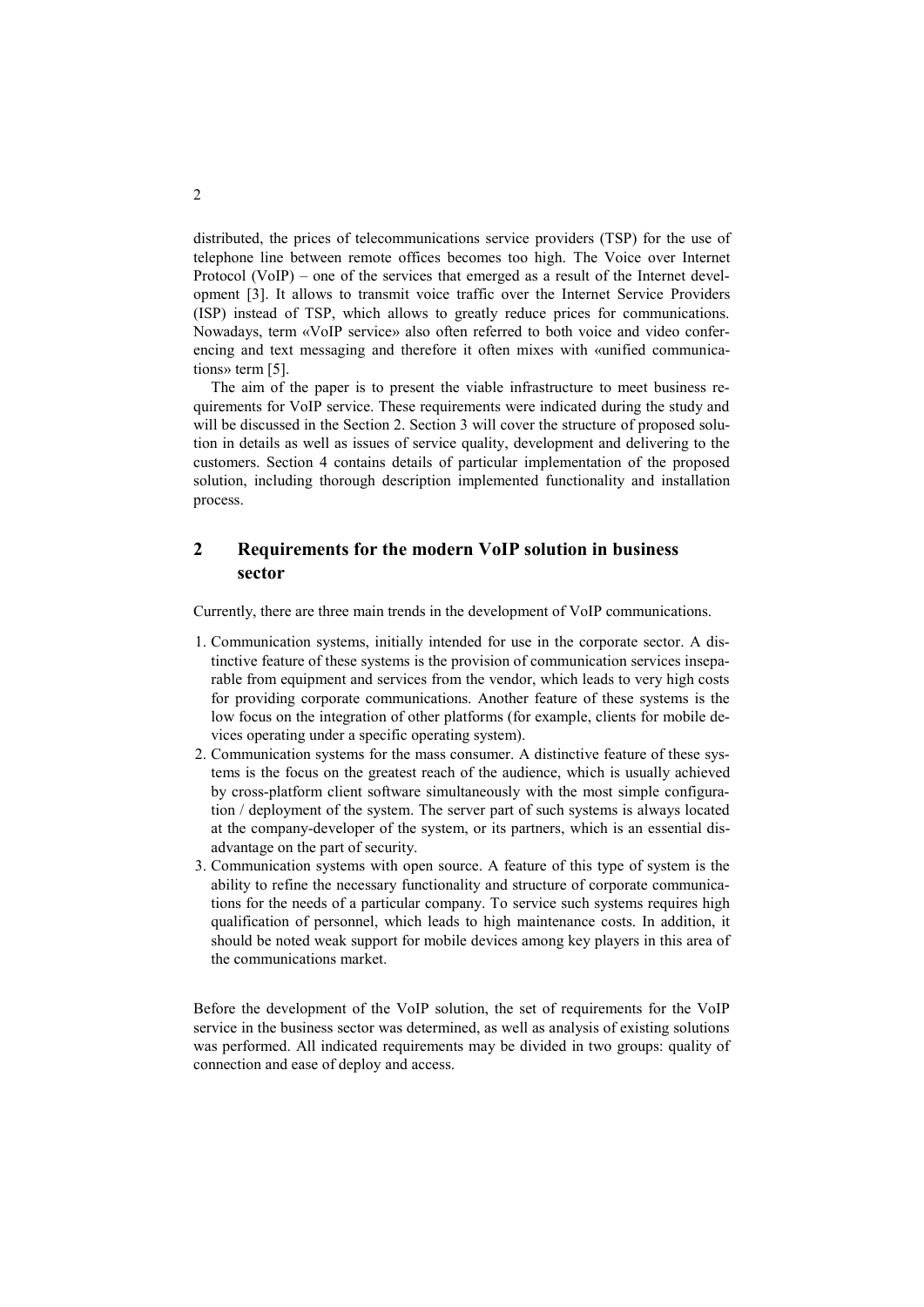distributed, the prices of telecommunications service providers (TSP) for the use of telephone line between remote offices becomes too high. The Voice over Internet Protocol (VoIP) – one of the services that emerged as a result of the Internet development [3]. It allows to transmit voice traffic over the Internet Service Providers (ISP) instead of TSP, which allows to greatly reduce prices for communications. Nowadays, term «VoIP service» also often referred to both voice and video conferencing and text messaging and therefore it often mixes with «unified communications» term [5].

The aim of the paper is to present the viable infrastructure to meet business requirements for VoIP service. These requirements were indicated during the study and will be discussed in the Section 2. Section 3 will cover the structure of proposed solution in details as well as issues of service quality, development and delivering to the customers. Section 4 contains details of particular implementation of the proposed solution, including thorough description implemented functionality and installation process.

## 2 Requirements for the modern VoIP solution in business sector

Currently, there are three main trends in the development of VoIP communications.

1. Communication systems, initially intended for use in the corporate sector. A distinctive feature of these systems is the provision of communication services inseparable from equipment and services from the vendor, which leads to very high costs for providing corporate communications. Another feature of these systems is the low focus on the integration of other platforms (for example, clients for mobile devices operating under a specific operating system).
2. Communication systems for the mass consumer. A distinctive feature of these systems is the focus on the greatest reach of the audience, which is usually achieved by cross-platform client software simultaneously with the most simple configuration / deployment of the system. The server part of such systems is always located at the company-developer of the system, or its partners, which is an essential disadvantage on the part of security.
3. Communication systems with open source. A feature of this type of system is the ability to refine the necessary functionality and structure of corporate communications for the needs of a particular company. To service such systems requires high qualification of personnel, which leads to high maintenance costs. In addition, it should be noted weak support for mobile devices among key players in this area of the communications market.

Before the development of the VoIP solution, the set of requirements for the VoIP service in the business sector was determined, as well as analysis of existing solutions was performed. All indicated requirements may be divided in two groups: quality of connection and ease of deploy and access.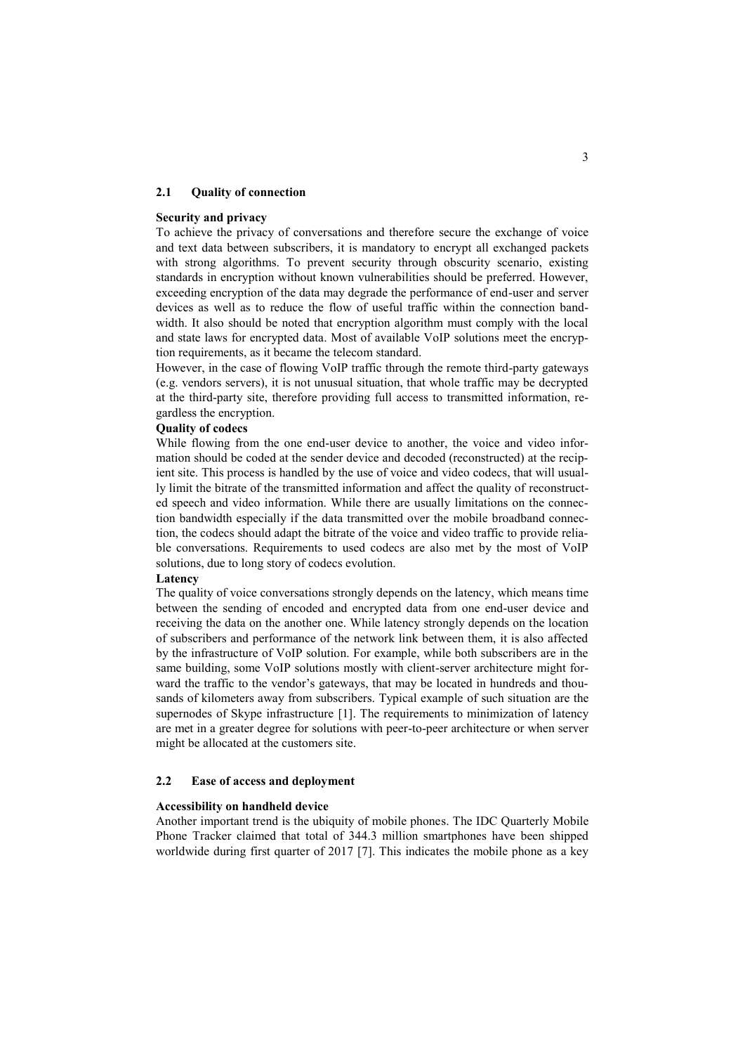### 2.1 Quality of connection

**Security and privacy**

To achieve the privacy of conversations and therefore secure the exchange of voice and text data between subscribers, it is mandatory to encrypt all exchanged packets with strong algorithms. To prevent security through obscurity scenario, existing standards in encryption without known vulnerabilities should be preferred. However, exceeding encryption of the data may degrade the performance of end-user and server devices as well as to reduce the flow of useful traffic within the connection bandwidth. It also should be noted that encryption algorithm must comply with the local and state laws for encrypted data. Most of available VoIP solutions meet the encryption requirements, as it became the telecom standard.

However, in the case of flowing VoIP traffic through the remote third-party gateways (e.g. vendors servers), it is not unusual situation, that whole traffic may be decrypted at the third-party site, therefore providing full access to transmitted information, regardless the encryption.

**Quality of codecs**

While flowing from the one end-user device to another, the voice and video information should be coded at the sender device and decoded (reconstructed) at the recipient site. This process is handled by the use of voice and video codecs, that will usually limit the bitrate of the transmitted information and affect the quality of reconstructed speech and video information. While there are usually limitations on the connection bandwidth especially if the data transmitted over the mobile broadband connection, the codecs should adapt the bitrate of the voice and video traffic to provide reliable conversations. Requirements to used codecs are also met by the most of VoIP solutions, due to long story of codecs evolution.

**Latency**

The quality of voice conversations strongly depends on the latency, which means time between the sending of encoded and encrypted data from one end-user device and receiving the data on the another one. While latency strongly depends on the location of subscribers and performance of the network link between them, it is also affected by the infrastructure of VoIP solution. For example, while both subscribers are in the same building, some VoIP solutions mostly with client-server architecture might forward the traffic to the vendor's gateways, that may be located in hundreds and thousands of kilometers away from subscribers. Typical example of such situation are the supernodes of Skype infrastructure [1]. The requirements to minimization of latency are met in a greater degree for solutions with peer-to-peer architecture or when server might be allocated at the customers site.

### 2.2 Ease of access and deployment

**Accessibility on handheld device**

Another important trend is the ubiquity of mobile phones. The IDC Quarterly Mobile Phone Tracker claimed that total of 344.3 million smartphones have been shipped worldwide during first quarter of 2017 [7]. This indicates the mobile phone as a key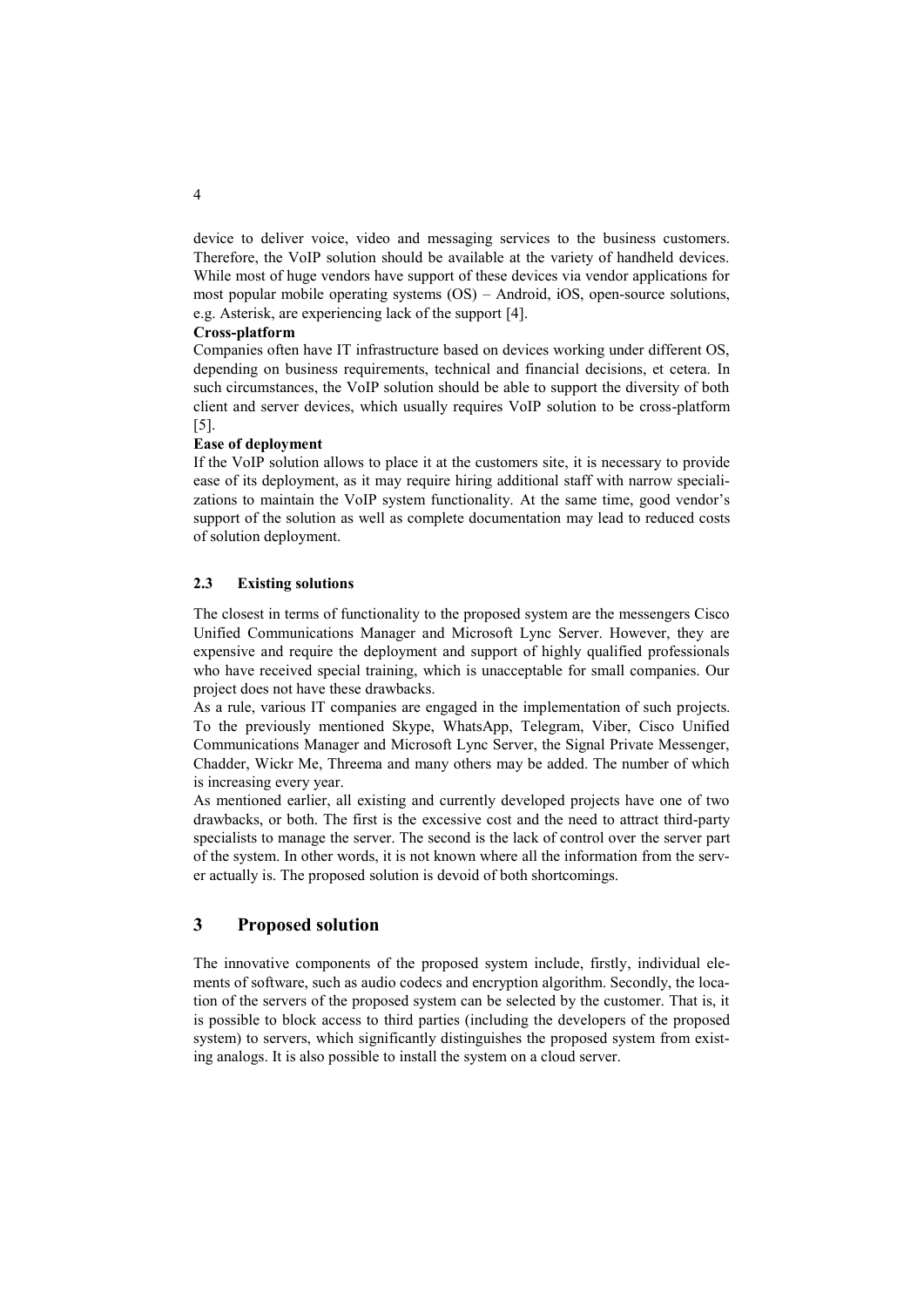device to deliver voice, video and messaging services to the business customers. Therefore, the VoIP solution should be available at the variety of handheld devices. While most of huge vendors have support of these devices via vendor applications for most popular mobile operating systems (OS) – Android, iOS, open-source solutions, e.g. Asterisk, are experiencing lack of the support [4].

**Cross-platform**

Companies often have IT infrastructure based on devices working under different OS, depending on business requirements, technical and financial decisions, et cetera. In such circumstances, the VoIP solution should be able to support the diversity of both client and server devices, which usually requires VoIP solution to be cross-platform [5].

**Ease of deployment**

If the VoIP solution allows to place it at the customers site, it is necessary to provide ease of its deployment, as it may require hiring additional staff with narrow specializations to maintain the VoIP system functionality. At the same time, good vendor's support of the solution as well as complete documentation may lead to reduced costs of solution deployment.

### 2.3 Existing solutions

The closest in terms of functionality to the proposed system are the messengers Cisco Unified Communications Manager and Microsoft Lync Server. However, they are expensive and require the deployment and support of highly qualified professionals who have received special training, which is unacceptable for small companies. Our project does not have these drawbacks.

As a rule, various IT companies are engaged in the implementation of such projects. To the previously mentioned Skype, WhatsApp, Telegram, Viber, Cisco Unified Communications Manager and Microsoft Lync Server, the Signal Private Messenger, Chadder, Wickr Me, Threema and many others may be added. The number of which is increasing every year.

As mentioned earlier, all existing and currently developed projects have one of two drawbacks, or both. The first is the excessive cost and the need to attract third-party specialists to manage the server. The second is the lack of control over the server part of the system. In other words, it is not known where all the information from the server actually is. The proposed solution is devoid of both shortcomings.

## 3 Proposed solution

The innovative components of the proposed system include, firstly, individual elements of software, such as audio codecs and encryption algorithm. Secondly, the location of the servers of the proposed system can be selected by the customer. That is, it is possible to block access to third parties (including the developers of the proposed system) to servers, which significantly distinguishes the proposed system from existing analogs. It is also possible to install the system on a cloud server.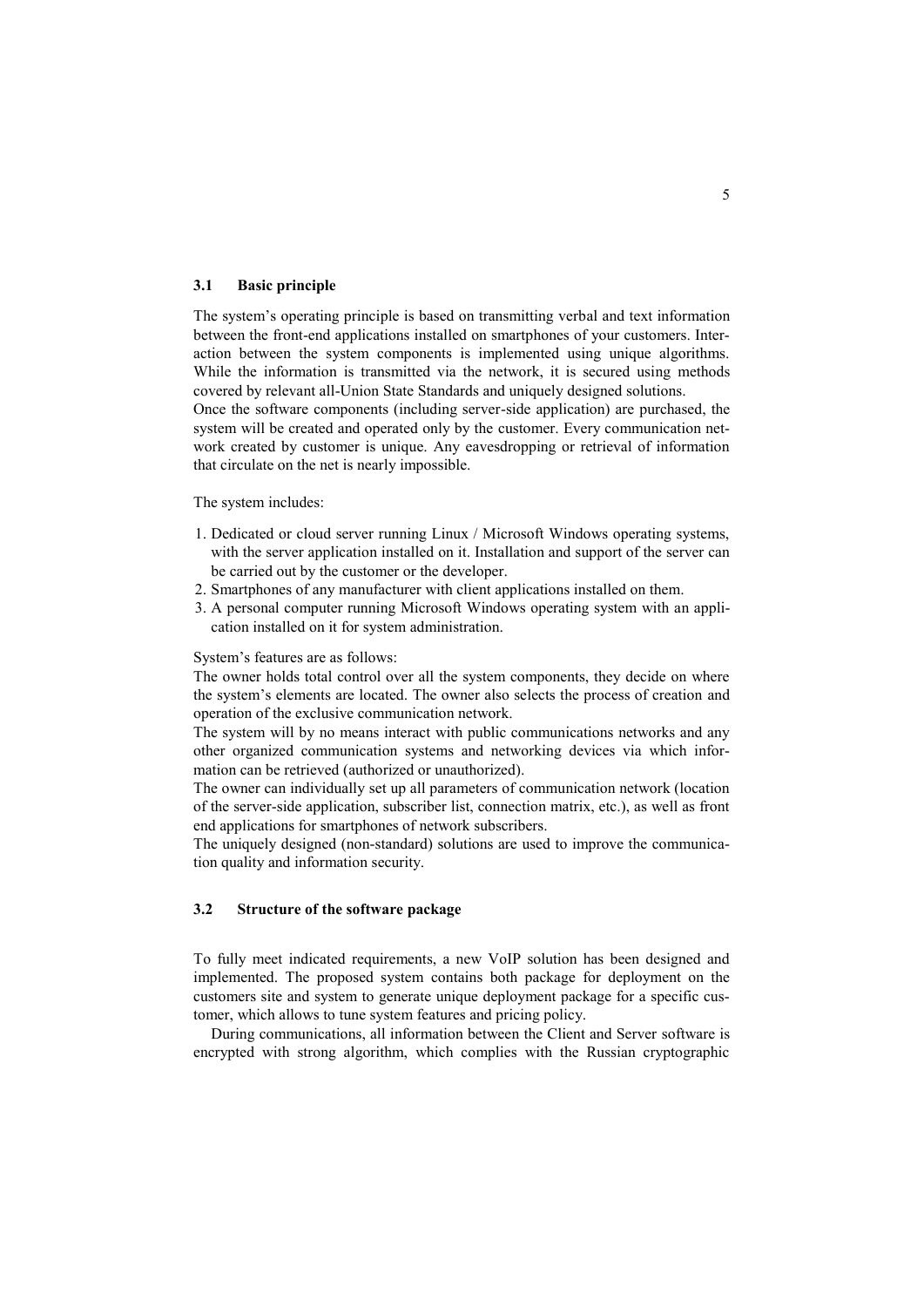### 3.1 Basic principle

The system's operating principle is based on transmitting verbal and text information between the front-end applications installed on smartphones of your customers. Interaction between the system components is implemented using unique algorithms. While the information is transmitted via the network, it is secured using methods covered by relevant all-Union State Standards and uniquely designed solutions.
Once the software components (including server-side application) are purchased, the system will be created and operated only by the customer. Every communication network created by customer is unique. Any eavesdropping or retrieval of information that circulate on the net is nearly impossible.

The system includes:

1. Dedicated or cloud server running Linux / Microsoft Windows operating systems, with the server application installed on it. Installation and support of the server can be carried out by the customer or the developer.
2. Smartphones of any manufacturer with client applications installed on them.
3. A personal computer running Microsoft Windows operating system with an application installed on it for system administration.

System's features are as follows:
The owner holds total control over all the system components, they decide on where the system's elements are located. The owner also selects the process of creation and operation of the exclusive communication network.
The system will by no means interact with public communications networks and any other organized communication systems and networking devices via which information can be retrieved (authorized or unauthorized).
The owner can individually set up all parameters of communication network (location of the server-side application, subscriber list, connection matrix, etc.), as well as front end applications for smartphones of network subscribers.
The uniquely designed (non-standard) solutions are used to improve the communication quality and information security.

### 3.2 Structure of the software package

To fully meet indicated requirements, a new VoIP solution has been designed and implemented. The proposed system contains both package for deployment on the customers site and system to generate unique deployment package for a specific customer, which allows to tune system features and pricing policy.

During communications, all information between the Client and Server software is encrypted with strong algorithm, which complies with the Russian cryptographic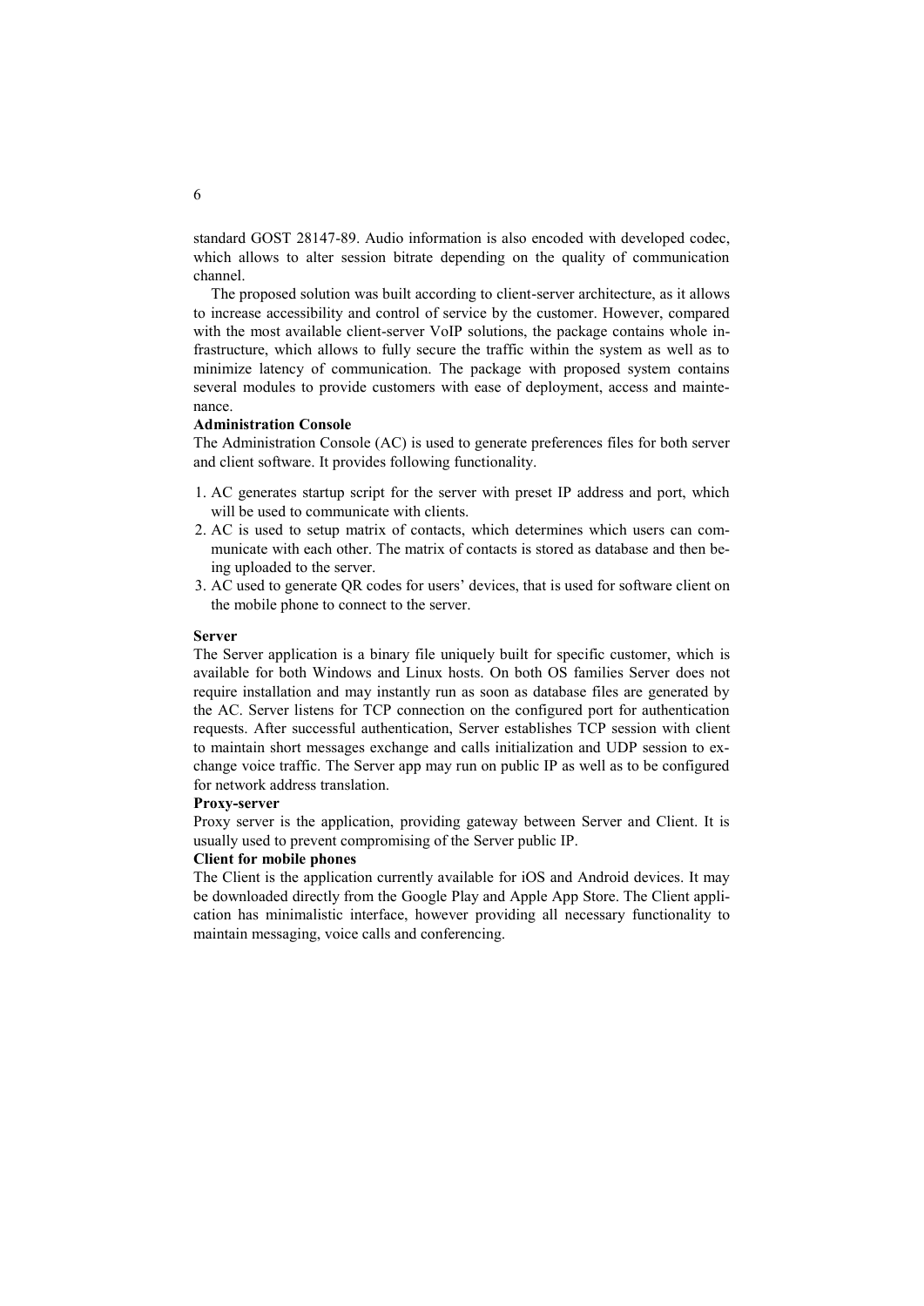standard GOST 28147-89. Audio information is also encoded with developed codec, which allows to alter session bitrate depending on the quality of communication channel.

The proposed solution was built according to client-server architecture, as it allows to increase accessibility and control of service by the customer. However, compared with the most available client-server VoIP solutions, the package contains whole infrastructure, which allows to fully secure the traffic within the system as well as to minimize latency of communication. The package with proposed system contains several modules to provide customers with ease of deployment, access and maintenance.

**Administration Console**

The Administration Console (AC) is used to generate preferences files for both server and client software. It provides following functionality.

1. AC generates startup script for the server with preset IP address and port, which will be used to communicate with clients.
2. AC is used to setup matrix of contacts, which determines which users can communicate with each other. The matrix of contacts is stored as database and then being uploaded to the server.
3. AC used to generate QR codes for users' devices, that is used for software client on the mobile phone to connect to the server.

**Server**

The Server application is a binary file uniquely built for specific customer, which is available for both Windows and Linux hosts. On both OS families Server does not require installation and may instantly run as soon as database files are generated by the AC. Server listens for TCP connection on the configured port for authentication requests. After successful authentication, Server establishes TCP session with client to maintain short messages exchange and calls initialization and UDP session to exchange voice traffic. The Server app may run on public IP as well as to be configured for network address translation.

**Proxy-server**

Proxy server is the application, providing gateway between Server and Client. It is usually used to prevent compromising of the Server public IP.

**Client for mobile phones**

The Client is the application currently available for iOS and Android devices. It may be downloaded directly from the Google Play and Apple App Store. The Client application has minimalistic interface, however providing all necessary functionality to maintain messaging, voice calls and conferencing.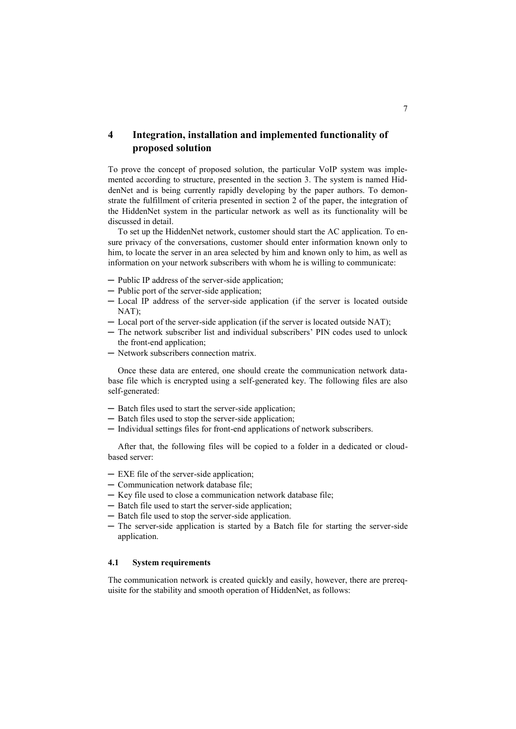# 4 Integration, installation and implemented functionality of proposed solution

To prove the concept of proposed solution, the particular VoIP system was implemented according to structure, presented in the section 3. The system is named HiddenNet and is being currently rapidly developing by the paper authors. To demonstrate the fulfillment of criteria presented in section 2 of the paper, the integration of the HiddenNet system in the particular network as well as its functionality will be discussed in detail.

To set up the HiddenNet network, customer should start the AC application. To ensure privacy of the conversations, customer should enter information known only to him, to locate the server in an area selected by him and known only to him, as well as information on your network subscribers with whom he is willing to communicate:

- Public IP address of the server-side application;
- Public port of the server-side application;
- Local IP address of the server-side application (if the server is located outside NAT);
- Local port of the server-side application (if the server is located outside NAT);
- The network subscriber list and individual subscribers' PIN codes used to unlock the front-end application;
- Network subscribers connection matrix.

Once these data are entered, one should create the communication network database file which is encrypted using a self-generated key. The following files are also self-generated:

- Batch files used to start the server-side application;
- Batch files used to stop the server-side application;
- Individual settings files for front-end applications of network subscribers.

After that, the following files will be copied to a folder in a dedicated or cloud-based server:

- EXE file of the server-side application;
- Communication network database file;
- Key file used to close a communication network database file;
- Batch file used to start the server-side application;
- Batch file used to stop the server-side application.
- The server-side application is started by a Batch file for starting the server-side application.

## 4.1 System requirements

The communication network is created quickly and easily, however, there are prerequisite for the stability and smooth operation of HiddenNet, as follows: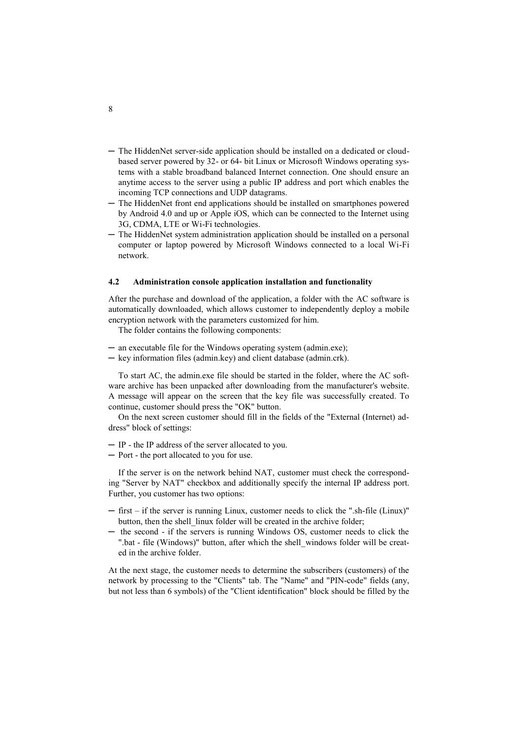- The HiddenNet server-side application should be installed on a dedicated or cloud-based server powered by 32- or 64- bit Linux or Microsoft Windows operating systems with a stable broadband balanced Internet connection. One should ensure an anytime access to the server using a public IP address and port which enables the incoming TCP connections and UDP datagrams.
- The HiddenNet front end applications should be installed on smartphones powered by Android 4.0 and up or Apple iOS, which can be connected to the Internet using 3G, CDMA, LTE or Wi-Fi technologies.
- The HiddenNet system administration application should be installed on a personal computer or laptop powered by Microsoft Windows connected to a local Wi-Fi network.

### 4.2 Administration console application installation and functionality

After the purchase and download of the application, a folder with the AC software is automatically downloaded, which allows customer to independently deploy a mobile encryption network with the parameters customized for him.

The folder contains the following components:

- an executable file for the Windows operating system (admin.exe);
- key information files (admin.key) and client database (admin.crk).

To start AC, the admin.exe file should be started in the folder, where the AC software archive has been unpacked after downloading from the manufacturer's website. A message will appear on the screen that the key file was successfully created. To continue, customer should press the "OK" button.

On the next screen customer should fill in the fields of the "External (Internet) address" block of settings:

- IP - the IP address of the server allocated to you.
- Port - the port allocated to you for use.

If the server is on the network behind NAT, customer must check the corresponding "Server by NAT" checkbox and additionally specify the internal IP address port. Further, you customer has two options:

- first – if the server is running Linux, customer needs to click the ".sh-file (Linux)" button, then the shell_linux folder will be created in the archive folder;
- the second - if the servers is running Windows OS, customer needs to click the ".bat - file (Windows)" button, after which the shell_windows folder will be created in the archive folder.

At the next stage, the customer needs to determine the subscribers (customers) of the network by processing to the "Clients" tab. The "Name" and "PIN-code" fields (any, but not less than 6 symbols) of the "Client identification" block should be filled by the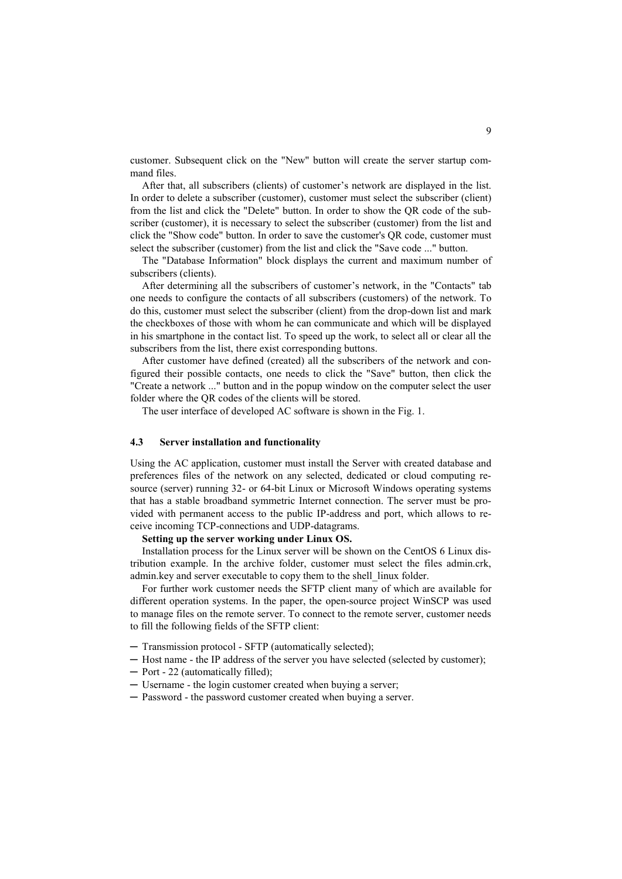customer. Subsequent click on the "New" button will create the server startup command files.

After that, all subscribers (clients) of customer's network are displayed in the list. In order to delete a subscriber (customer), customer must select the subscriber (client) from the list and click the "Delete" button. In order to show the QR code of the subscriber (customer), it is necessary to select the subscriber (customer) from the list and click the "Show code" button. In order to save the customer's QR code, customer must select the subscriber (customer) from the list and click the "Save code ..." button.

The "Database Information" block displays the current and maximum number of subscribers (clients).

After determining all the subscribers of customer's network, in the "Contacts" tab one needs to configure the contacts of all subscribers (customers) of the network. To do this, customer must select the subscriber (client) from the drop-down list and mark the checkboxes of those with whom he can communicate and which will be displayed in his smartphone in the contact list. To speed up the work, to select all or clear all the subscribers from the list, there exist corresponding buttons.

After customer have defined (created) all the subscribers of the network and configured their possible contacts, one needs to click the "Save" button, then click the "Create a network ..." button and in the popup window on the computer select the user folder where the QR codes of the clients will be stored.

The user interface of developed AC software is shown in the Fig. 1.

### 4.3 Server installation and functionality

Using the AC application, customer must install the Server with created database and preferences files of the network on any selected, dedicated or cloud computing resource (server) running 32- or 64-bit Linux or Microsoft Windows operating systems that has a stable broadband symmetric Internet connection. The server must be provided with permanent access to the public IP-address and port, which allows to receive incoming TCP-connections and UDP-datagrams.

**Setting up the server working under Linux OS.**

Installation process for the Linux server will be shown on the CentOS 6 Linux distribution example. In the archive folder, customer must select the files admin.crk, admin.key and server executable to copy them to the shell_linux folder.

For further work customer needs the SFTP client many of which are available for different operation systems. In the paper, the open-source project WinSCP was used to manage files on the remote server. To connect to the remote server, customer needs to fill the following fields of the SFTP client:

- Transmission protocol - SFTP (automatically selected);
- Host name - the IP address of the server you have selected (selected by customer);
- Port - 22 (automatically filled);
- Username - the login customer created when buying a server;
- Password - the password customer created when buying a server.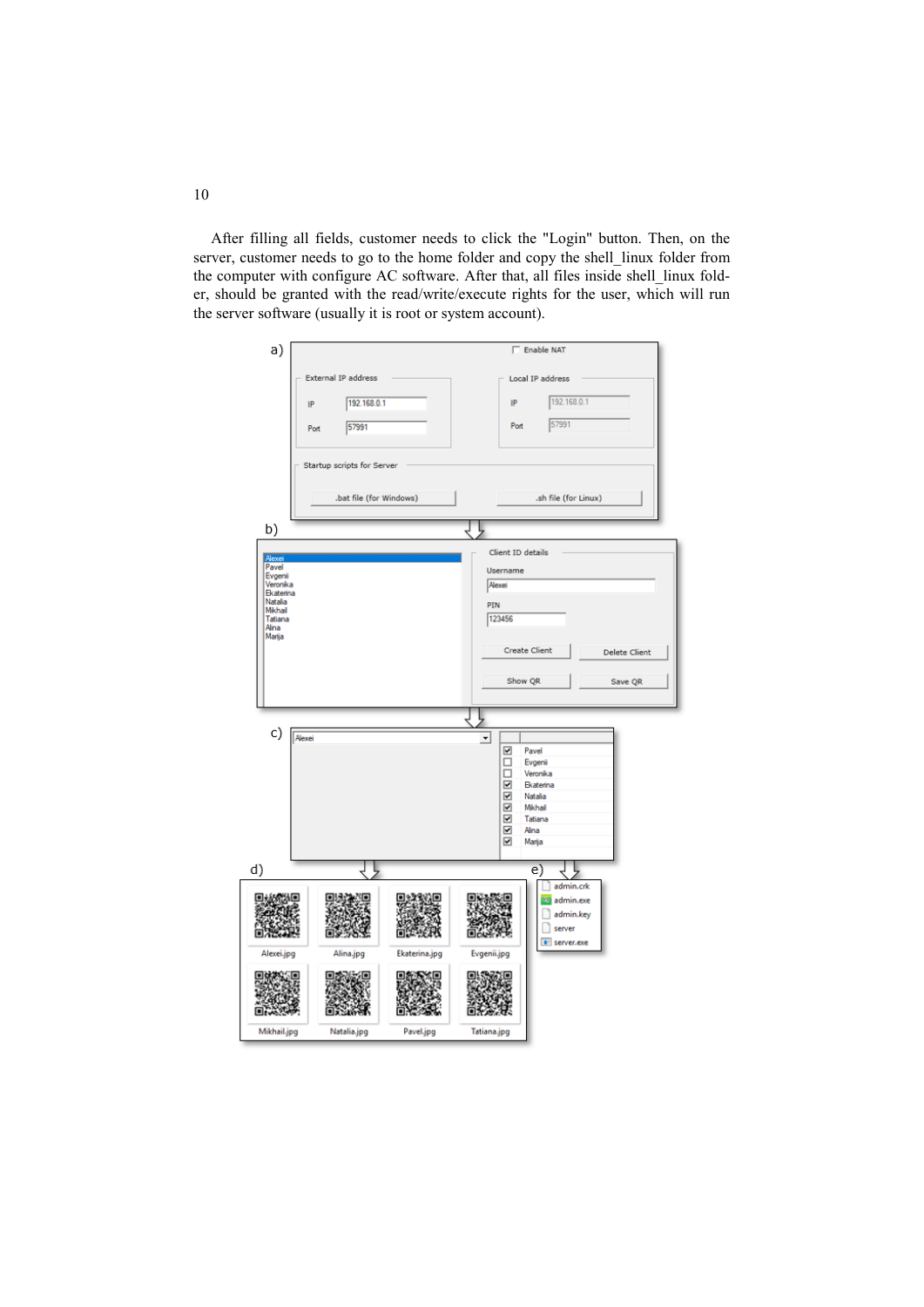After filling all fields, customer needs to click the "Login" button. Then, on the server, customer needs to go to the home folder and copy the shell_linux folder from the computer with configure AC software. After that, all files inside shell_linux folder, should be granted with the read/write/execute rights for the user, which will run the server software (usually it is root or system account).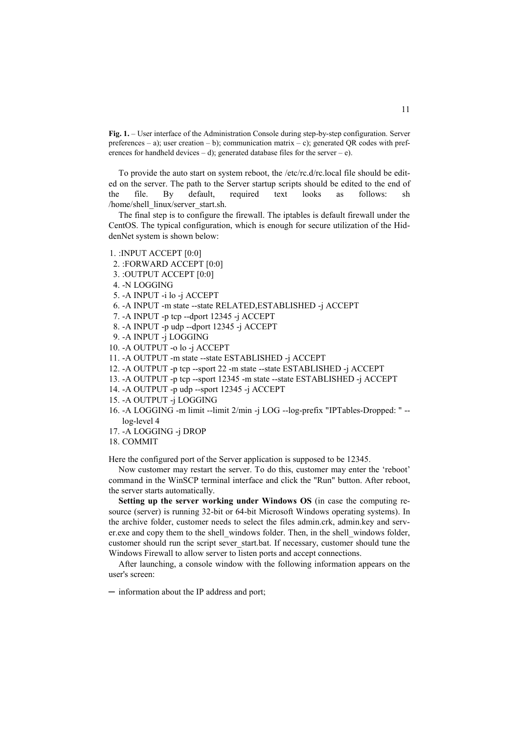**Fig. 1.** – User interface of the Administration Console during step-by-step configuration. Server preferences – a); user creation – b); communication matrix – c); generated QR codes with preferences for handheld devices – d); generated database files for the server – e).

To provide the auto start on system reboot, the /etc/rc.d/rc.local file should be edited on the server. The path to the Server startup scripts should be edited to the end of the file. By default, required text looks as follows: sh /home/shell_linux/server_start.sh.

The final step is to configure the firewall. The iptables is default firewall under the CentOS. The typical configuration, which is enough for secure utilization of the HiddenNet system is shown below:

1. :INPUT ACCEPT [0:0]
2. :FORWARD ACCEPT [0:0]
3. :OUTPUT ACCEPT [0:0]
4. -N LOGGING
5. -A INPUT -i lo -j ACCEPT
6. -A INPUT -m state --state RELATED,ESTABLISHED -j ACCEPT
7. -A INPUT -p tcp --dport 12345 -j ACCEPT
8. -A INPUT -p udp --dport 12345 -j ACCEPT
9. -A INPUT -j LOGGING
10. -A OUTPUT -o lo -j ACCEPT
11. -A OUTPUT -m state --state ESTABLISHED -j ACCEPT
12. -A OUTPUT -p tcp --sport 22 -m state --state ESTABLISHED -j ACCEPT
13. -A OUTPUT -p tcp --sport 12345 -m state --state ESTABLISHED -j ACCEPT
14. -A OUTPUT -p udp --sport 12345 -j ACCEPT
15. -A OUTPUT -j LOGGING
16. -A LOGGING -m limit --limit 2/min -j LOG --log-prefix "IPTables-Dropped: " --log-level 4
17. -A LOGGING -j DROP
18. COMMIT

Here the configured port of the Server application is supposed to be 12345.

Now customer may restart the server. To do this, customer may enter the 'reboot' command in the WinSCP terminal interface and click the "Run" button. After reboot, the server starts automatically.

**Setting up the server working under Windows OS** (in case the computing resource (server) is running 32-bit or 64-bit Microsoft Windows operating systems). In the archive folder, customer needs to select the files admin.crk, admin.key and server.exe and copy them to the shell_windows folder. Then, in the shell_windows folder, customer should run the script sever_start.bat. If necessary, customer should tune the Windows Firewall to allow server to listen ports and accept connections.

After launching, a console window with the following information appears on the user's screen:

– information about the IP address and port;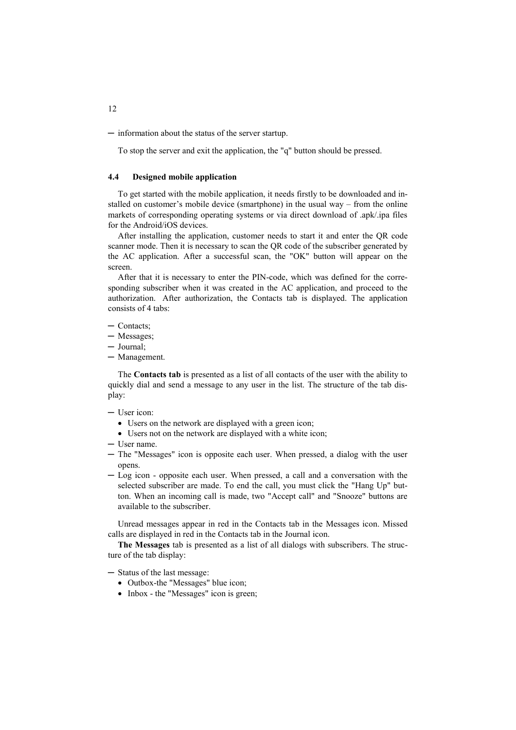- information about the status of the server startup.

To stop the server and exit the application, the "q" button should be pressed.

### 4.4 Designed mobile application

To get started with the mobile application, it needs firstly to be downloaded and installed on customer's mobile device (smartphone) in the usual way – from the online markets of corresponding operating systems or via direct download of .apk/.ipa files for the Android/iOS devices.

After installing the application, customer needs to start it and enter the QR code scanner mode. Then it is necessary to scan the QR code of the subscriber generated by the AC application. After a successful scan, the "OK" button will appear on the screen.

After that it is necessary to enter the PIN-code, which was defined for the corresponding subscriber when it was created in the AC application, and proceed to the authorization. After authorization, the Contacts tab is displayed. The application consists of 4 tabs:

- Contacts;
- Messages;
- Journal;
- Management.

The **Contacts tab** is presented as a list of all contacts of the user with the ability to quickly dial and send a message to any user in the list. The structure of the tab display:

- User icon:
  - Users on the network are displayed with a green icon;
  - Users not on the network are displayed with a white icon;
- User name.
- The "Messages" icon is opposite each user. When pressed, a dialog with the user opens.
- Log icon - opposite each user. When pressed, a call and a conversation with the selected subscriber are made. To end the call, you must click the "Hang Up" button. When an incoming call is made, two "Accept call" and "Snooze" buttons are available to the subscriber.

Unread messages appear in red in the Contacts tab in the Messages icon. Missed calls are displayed in red in the Contacts tab in the Journal icon.

**The Messages** tab is presented as a list of all dialogs with subscribers. The structure of the tab display:

- Status of the last message:
  - Outbox-the "Messages" blue icon;
  - Inbox - the "Messages" icon is green;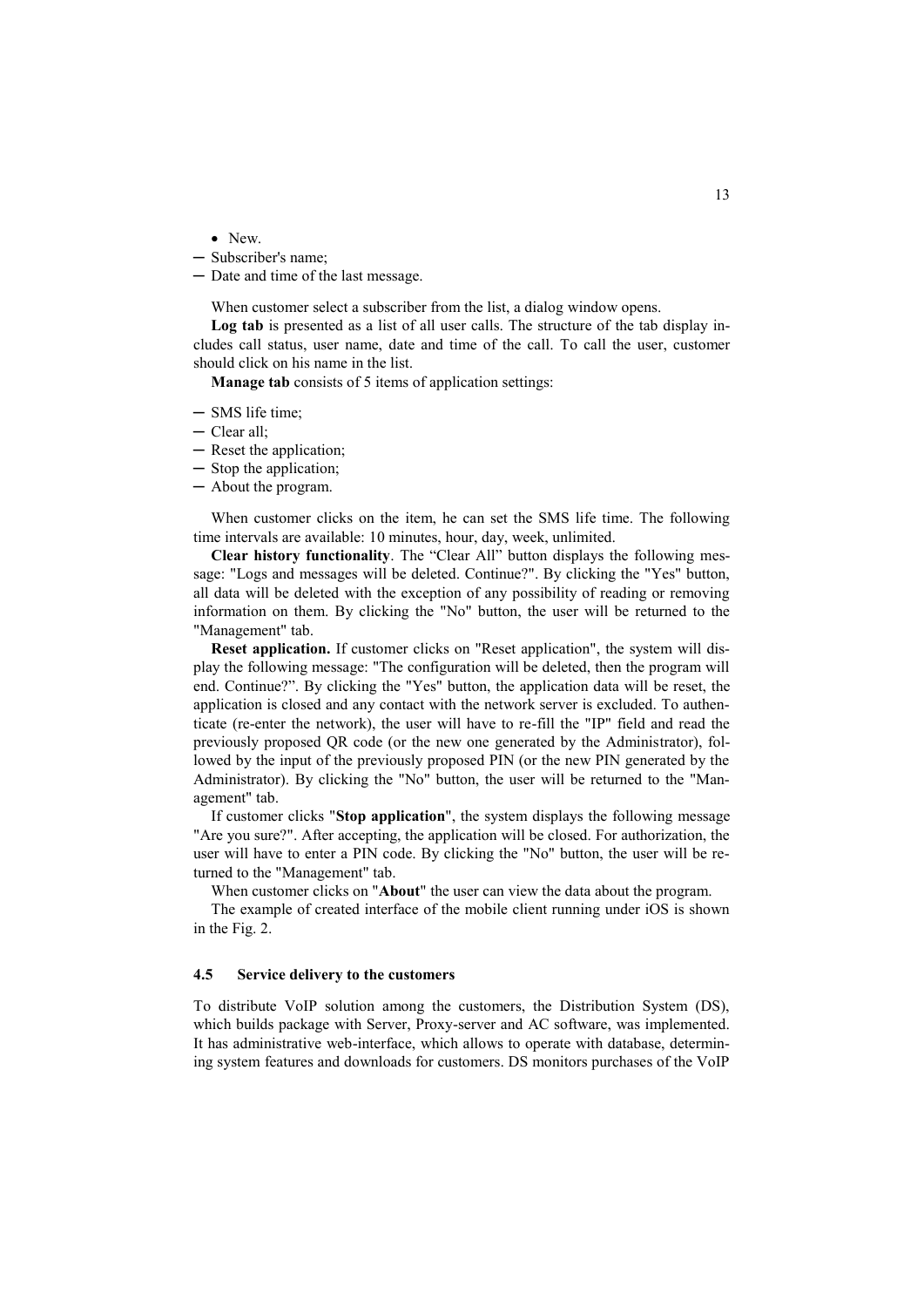- New.

- Subscriber's name;
- Date and time of the last message.

When customer select a subscriber from the list, a dialog window opens.

**Log tab** is presented as a list of all user calls. The structure of the tab display includes call status, user name, date and time of the call. To call the user, customer should click on his name in the list.

**Manage tab** consists of 5 items of application settings:

- SMS life time;
- Clear all;
- Reset the application;
- Stop the application;
- About the program.

When customer clicks on the item, he can set the SMS life time. The following time intervals are available: 10 minutes, hour, day, week, unlimited.

**Clear history functionality**. The "Clear All" button displays the following message: "Logs and messages will be deleted. Continue?". By clicking the "Yes" button, all data will be deleted with the exception of any possibility of reading or removing information on them. By clicking the "No" button, the user will be returned to the "Management" tab.

**Reset application.** If customer clicks on "Reset application", the system will display the following message: "The configuration will be deleted, then the program will end. Continue?". By clicking the "Yes" button, the application data will be reset, the application is closed and any contact with the network server is excluded. To authenticate (re-enter the network), the user will have to re-fill the "IP" field and read the previously proposed QR code (or the new one generated by the Administrator), followed by the input of the previously proposed PIN (or the new PIN generated by the Administrator). By clicking the "No" button, the user will be returned to the "Management" tab.

If customer clicks "**Stop application**", the system displays the following message "Are you sure?". After accepting, the application will be closed. For authorization, the user will have to enter a PIN code. By clicking the "No" button, the user will be returned to the "Management" tab.

When customer clicks on "**About**" the user can view the data about the program.

The example of created interface of the mobile client running under iOS is shown in the Fig. 2.

### 4.5 Service delivery to the customers

To distribute VoIP solution among the customers, the Distribution System (DS), which builds package with Server, Proxy-server and AC software, was implemented. It has administrative web-interface, which allows to operate with database, determining system features and downloads for customers. DS monitors purchases of the VoIP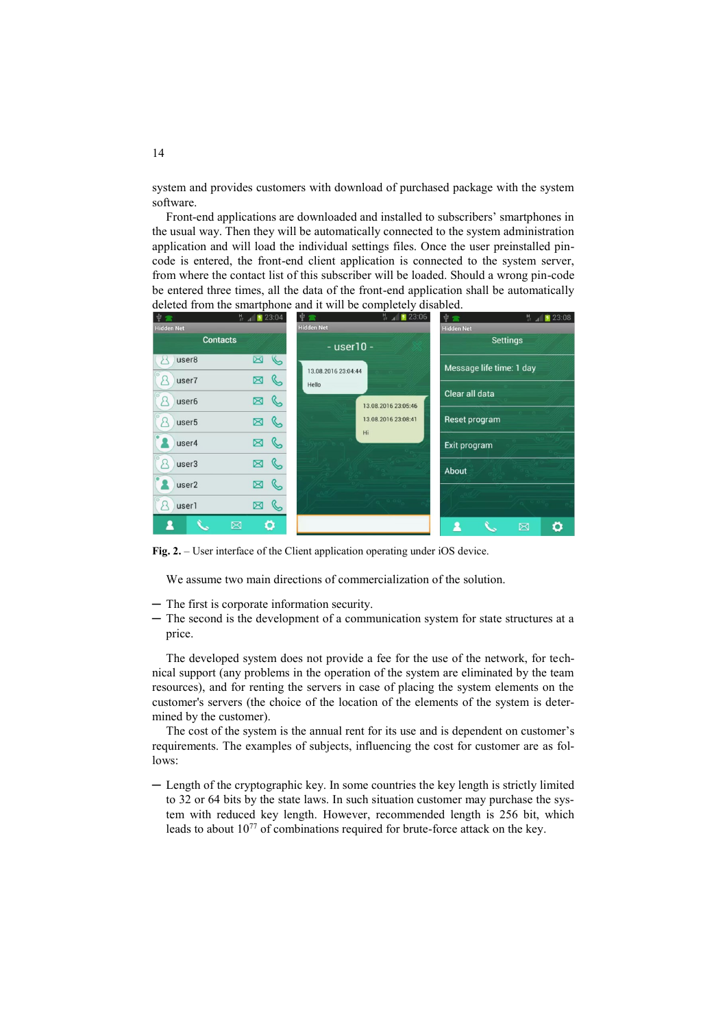system and provides customers with download of purchased package with the system software.

Front-end applications are downloaded and installed to subscribers' smartphones in the usual way. Then they will be automatically connected to the system administration application and will load the individual settings files. Once the user preinstalled pin-code is entered, the front-end client application is connected to the system server, from where the contact list of this subscriber will be loaded. Should a wrong pin-code be entered three times, all the data of the front-end application shall be automatically deleted from the smartphone and it will be completely disabled.

**Fig. 2.** – User interface of the Client application operating under iOS device.

We assume two main directions of commercialization of the solution.

- The first is corporate information security.
- The second is the development of a communication system for state structures at a price.

The developed system does not provide a fee for the use of the network, for technical support (any problems in the operation of the system are eliminated by the team resources), and for renting the servers in case of placing the system elements on the customer's servers (the choice of the location of the elements of the system is determined by the customer).

The cost of the system is the annual rent for its use and is dependent on customer's requirements. The examples of subjects, influencing the cost for customer are as follows:

- Length of the cryptographic key. In some countries the key length is strictly limited to 32 or 64 bits by the state laws. In such situation customer may purchase the system with reduced key length. However, recommended length is 256 bit, which leads to about $10^{77}$ of combinations required for brute-force attack on the key.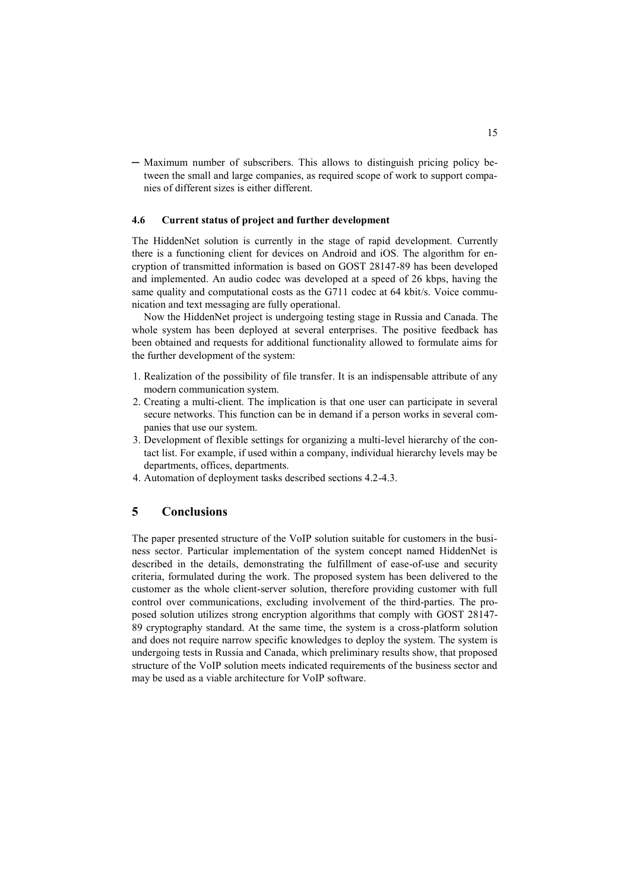- Maximum number of subscribers. This allows to distinguish pricing policy between the small and large companies, as required scope of work to support companies of different sizes is either different.

### 4.6 Current status of project and further development

The HiddenNet solution is currently in the stage of rapid development. Currently there is a functioning client for devices on Android and iOS. The algorithm for encryption of transmitted information is based on GOST 28147-89 has been developed and implemented. An audio codec was developed at a speed of 26 kbps, having the same quality and computational costs as the G711 codec at 64 kbit/s. Voice communication and text messaging are fully operational.

Now the HiddenNet project is undergoing testing stage in Russia and Canada. The whole system has been deployed at several enterprises. The positive feedback has been obtained and requests for additional functionality allowed to formulate aims for the further development of the system:

1. Realization of the possibility of file transfer. It is an indispensable attribute of any modern communication system.
2. Creating a multi-client. The implication is that one user can participate in several secure networks. This function can be in demand if a person works in several companies that use our system.
3. Development of flexible settings for organizing a multi-level hierarchy of the contact list. For example, if used within a company, individual hierarchy levels may be departments, offices, departments.
4. Automation of deployment tasks described sections 4.2-4.3.

## 5 Conclusions

The paper presented structure of the VoIP solution suitable for customers in the business sector. Particular implementation of the system concept named HiddenNet is described in the details, demonstrating the fulfillment of ease-of-use and security criteria, formulated during the work. The proposed system has been delivered to the customer as the whole client-server solution, therefore providing customer with full control over communications, excluding involvement of the third-parties. The proposed solution utilizes strong encryption algorithms that comply with GOST 28147-89 cryptography standard. At the same time, the system is a cross-platform solution and does not require narrow specific knowledges to deploy the system. The system is undergoing tests in Russia and Canada, which preliminary results show, that proposed structure of the VoIP solution meets indicated requirements of the business sector and may be used as a viable architecture for VoIP software.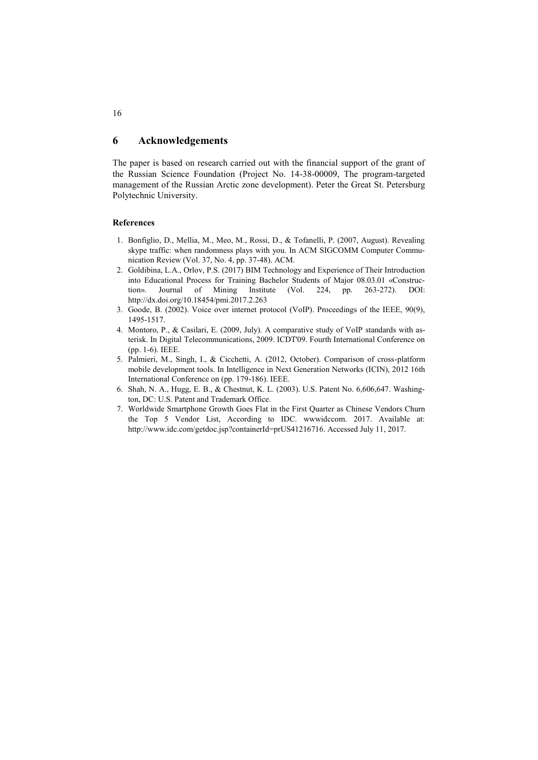## 6 Acknowledgements

The paper is based on research carried out with the financial support of the grant of the Russian Science Foundation (Project No. 14-38-00009, The program-targeted management of the Russian Arctic zone development). Peter the Great St. Petersburg Polytechnic University.

#### References

1. Bonfiglio, D., Mellia, M., Meo, M., Rossi, D., & Tofanelli, P. (2007, August). Revealing skype traffic: when randomness plays with you. In ACM SIGCOMM Computer Communication Review (Vol. 37, No. 4, pp. 37-48). ACM.
2. Goldibina, L.A., Orlov, P.S. (2017) BIM Technology and Experience of Their Introduction into Educational Process for Training Bachelor Students of Major 08.03.01 «Construction». Journal of Mining Institute (Vol. 224, pp. 263-272). DOI: http://dx.doi.org/10.18454/pmi.2017.2.263
3. Goode, B. (2002). Voice over internet protocol (VoIP). Proceedings of the IEEE, 90(9), 1495-1517.
4. Montoro, P., & Casilari, E. (2009, July). A comparative study of VoIP standards with asterisk. In Digital Telecommunications, 2009. ICDT'09. Fourth International Conference on (pp. 1-6). IEEE.
5. Palmieri, M., Singh, I., & Cicchetti, A. (2012, October). Comparison of cross-platform mobile development tools. In Intelligence in Next Generation Networks (ICIN), 2012 16th International Conference on (pp. 179-186). IEEE.
6. Shah, N. A., Hugg, E. B., & Chestnut, K. L. (2003). U.S. Patent No. 6,606,647. Washington, DC: U.S. Patent and Trademark Office.
7. Worldwide Smartphone Growth Goes Flat in the First Quarter as Chinese Vendors Churn the Top 5 Vendor List, According to IDC. wwwidccom. 2017. Available at: http://www.idc.com/getdoc.jsp?containerId=prUS41216716. Accessed July 11, 2017.